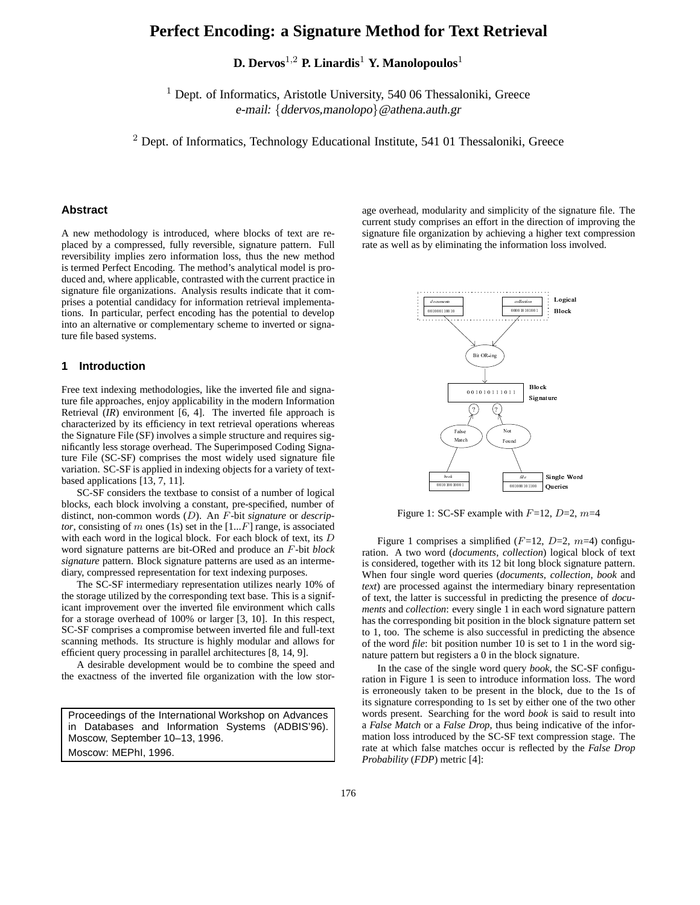# Perfect Encoding: a Signature Method for Text Retrieval

**D. Dervos**[1,2] **P. Linardis**[1] **Y. Manolopoulos**[1]

[1] Dept. of Informatics, Aristotle University, 540 06 Thessaloniki, Greece
*e-mail: {ddervos,manolopo}@athena.auth.gr*

[2] Dept. of Informatics, Technology Educational Institute, 541 01 Thessaloniki, Greece

### Abstract

A new methodology is introduced, where blocks of text are replaced by a compressed, fully reversible, signature pattern. Full reversibility implies zero information loss, thus the new method is termed Perfect Encoding. The method's analytical model is produced and, where applicable, contrasted with the current practice in signature file organizations. Analysis results indicate that it comprises a potential candidacy for information retrieval implementations. In particular, perfect encoding has the potential to develop into an alternative or complementary scheme to inverted or signature file based systems.

## 1 Introduction

Free text indexing methodologies, like the inverted file and signature file approaches, enjoy applicability in the modern Information Retrieval (*IR*) environment [6, 4]. The inverted file approach is characterized by its efficiency in text retrieval operations whereas the Signature File (SF) involves a simple structure and requires significantly less storage overhead. The Superimposed Coding Signature File (SC-SF) comprises the most widely used signature file variation. SC-SF is applied in indexing objects for a variety of text-based applications [13, 7, 11].

SC-SF considers the textbase to consist of a number of logical blocks, each block involving a constant, pre-specified, number of distinct, non-common words ($D$). An $F$-bit *signature* or *descriptor*, consisting of $m$ ones (1s) set in the [1...$F$] range, is associated with each word in the logical block. For each block of text, its $D$ word signature patterns are bit-ORed and produce an $F$-bit *block signature* pattern. Block signature patterns are used as an intermediary, compressed representation for text indexing purposes.

The SC-SF intermediary representation utilizes nearly 10% of the storage utilized by the corresponding text base. This is a significant improvement over the inverted file environment which calls for a storage overhead of 100% or larger [3, 10]. In this respect, SC-SF comprises a compromise between inverted file and full-text scanning methods. Its structure is highly modular and allows for efficient query processing in parallel architectures [8, 14, 9].

A desirable development would be to combine the speed and the exactness of the inverted file organization with the low storage overhead, modularity and simplicity of the signature file. The current study comprises an effort in the direction of improving the signature file organization by achieving a higher text compression rate as well as by eliminating the information loss involved.

Proceedings of the International Workshop on Advances in Databases and Information Systems (ADBIS'96). Moscow, September 10–13, 1996.
Moscow: MEPhI, 1996.

Figure 1: SC-SF example with $F$=12, $D$=2, $m$=4

Figure 1 comprises a simplified ($F$=12, $D$=2, $m$=4) configuration. A two word (*documents*, *collection*) logical block of text is considered, together with its 12 bit long block signature pattern. When four single word queries (*documents*, *collection*, *book* and *text*) are processed against the intermediary binary representation of text, the latter is successful in predicting the presence of *documents* and *collection*: every single 1 in each word signature pattern has the corresponding bit position in the block signature pattern set to 1, too. The scheme is also successful in predicting the absence of the word *file*: bit position number 10 is set to 1 in the word signature pattern but registers a 0 in the block signature.

In the case of the single word query *book*, the SC-SF configuration in Figure 1 is seen to introduce information loss. The word is erroneously taken to be present in the block, due to the 1s of its signature corresponding to 1s set by either one of the two other words present. Searching for the word *book* is said to result into a *False Match* or a *False Drop*, thus being indicative of the information loss introduced by the SC-SF text compression stage. The rate at which false matches occur is reflected by the *False Drop Probability* (*FDP*) metric [4]: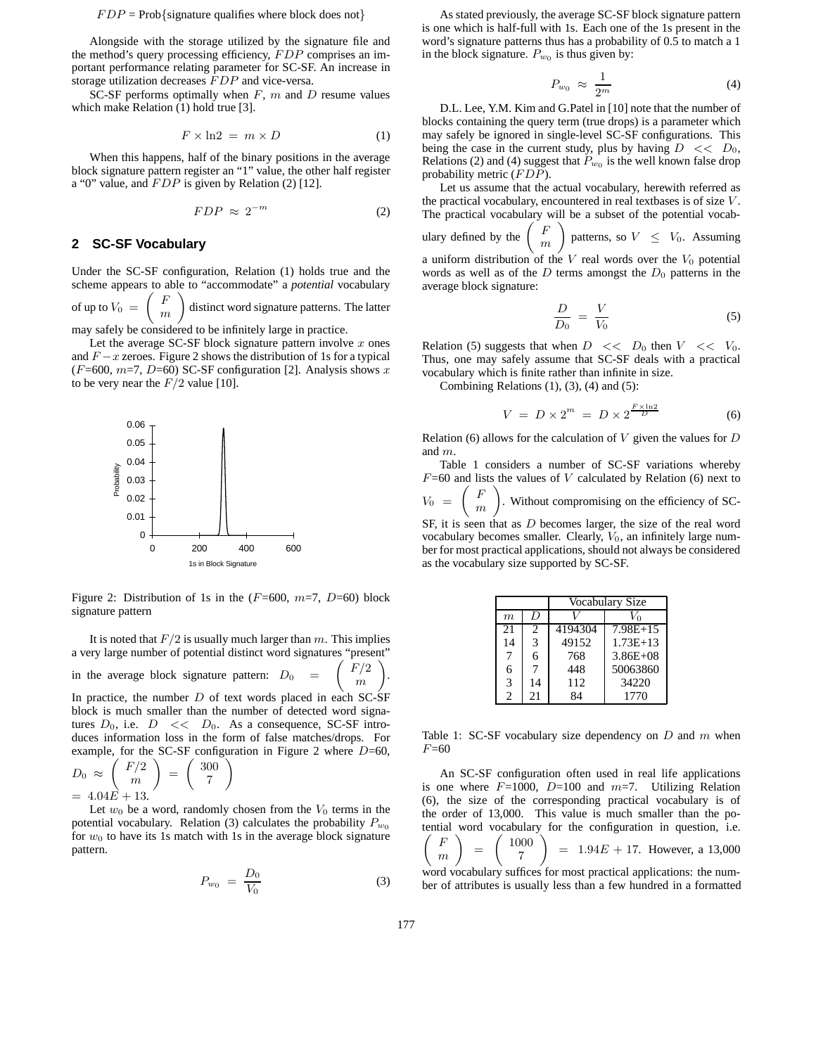$FDP$ = Prob{signature qualifies where block does not}

Alongside with the storage utilized by the signature file and the method's query processing efficiency, $FDP$ comprises an important performance relating parameter for SC-SF. An increase in storage utilization decreases $FDP$ and vice-versa.

SC-SF performs optimally when $F$, $m$ and $D$ resume values which make Relation (1) hold true [3].

$$F \times \ln 2 \;=\; m \times D \tag{1}$$

When this happens, half of the binary positions in the average block signature pattern register an "1" value, the other half register a "0" value, and $FDP$ is given by Relation (2) [12].

$$FDP \;\approx\; 2^{-m} \tag{2}$$

## 2 SC-SF Vocabulary

Under the SC-SF configuration, Relation (1) holds true and the scheme appears to able to "accommodate" a *potential* vocabulary of up to $V_0 = \binom{F}{m}$ distinct word signature patterns. The latter may safely be considered to be infinitely large in practice.

Let the average SC-SF block signature pattern involve $x$ ones and $F - x$ zeroes. Figure 2 shows the distribution of 1s for a typical ($F$=600, $m$=7, $D$=60) SC-SF configuration [2]. Analysis shows $x$ to be very near the $F/2$ value [10].

Figure 2: Distribution of 1s in the ($F$=600, $m$=7, $D$=60) block signature pattern

It is noted that $F/2$ is usually much larger than $m$. This implies a very large number of potential distinct word signatures "present" in the average block signature pattern: $D_0 = \binom{F/2}{m}$. In practice, the number $D$ of text words placed in each SC-SF block is much smaller than the number of detected word signatures $D_0$, i.e. $D << D_0$. As a consequence, SC-SF introduces information loss in the form of false matches/drops. For example, for the SC-SF configuration in Figure 2 where $D$=60, $D_0 \approx \binom{F/2}{m} = \binom{300}{7} = 4.04E + 13$.

Let $w_0$ be a word, randomly chosen from the $V_0$ terms in the potential vocabulary. Relation (3) calculates the probability $P_{w_0}$ for $w_0$ to have its 1s match with 1s in the average block signature pattern.

$$P_{w_0} \;=\; \frac{D_0}{V_0} \tag{3}$$

As stated previously, the average SC-SF block signature pattern is one which is half-full with 1s. Each one of the 1s present in the word's signature patterns thus has a probability of 0.5 to match a 1 in the block signature. $P_{w_0}$ is thus given by:

$$P_{w_0} \;\approx\; \frac{1}{2^m} \tag{4}$$

D.L. Lee, Y.M. Kim and G.Patel in [10] note that the number of blocks containing the query term (true drops) is a parameter which may safely be ignored in single-level SC-SF configurations. This being the case in the current study, plus by having $D << D_0$, Relations (2) and (4) suggest that $P_{w_0}$ is the well known false drop probability metric ($FDP$).

Let us assume that the actual vocabulary, herewith referred as the practical vocabulary, encountered in real textbases is of size $V$. The practical vocabulary will be a subset of the potential vocabulary defined by the $\binom{F}{m}$ patterns, so $V \leq V_0$. Assuming a uniform distribution of the $V$ real words over the $V_0$ potential words as well as of the $D$ terms amongst the $D_0$ patterns in the average block signature:

$$\frac{D}{D_0} \;=\; \frac{V}{V_0} \tag{5}$$

Relation (5) suggests that when $D << D_0$ then $V << V_0$. Thus, one may safely assume that SC-SF deals with a practical vocabulary which is finite rather than infinite in size.

Combining Relations (1), (3), (4) and (5):

$$V \;=\; D \times 2^m \;=\; D \times 2^{\frac{F \times \ln 2}{D}} \tag{6}$$

Relation (6) allows for the calculation of $V$ given the values for $D$ and $m$.

Table 1 considers a number of SC-SF variations whereby $F$=60 and lists the values of $V$ calculated by Relation (6) next to $V_0 = \binom{F}{m}$. Without compromising on the efficiency of SC-SF, it is seen that as $D$ becomes larger, the size of the real word vocabulary becomes smaller. Clearly, $V_0$, an infinitely large number for most practical applications, should not always be considered as the vocabulary size supported by SC-SF.

| | | Vocabulary Size | |
|---|---|---|---|
| $m$ | $D$ | $V$ | $V_0$ |
| 21 | 2 | 4194304 | 7.98E+15 |
| 14 | 3 | 49152 | 1.73E+13 |
| 7 | 6 | 768 | 3.86E+08 |
| 6 | 7 | 448 | 50063860 |
| 3 | 14 | 112 | 34220 |
| 2 | 21 | 84 | 1770 |

Table 1: SC-SF vocabulary size dependency on $D$ and $m$ when $F$=60

An SC-SF configuration often used in real life applications is one where $F$=1000, $D$=100 and $m$=7. Utilizing Relation (6), the size of the corresponding practical vocabulary is of the order of 13,000. This value is much smaller than the potential word vocabulary for the configuration in question, i.e. $\binom{F}{m} = \binom{1000}{7} = 1.94E + 17$. However, a 13,000 word vocabulary suffices for most practical applications: the number of attributes is usually less than a few hundred in a formatted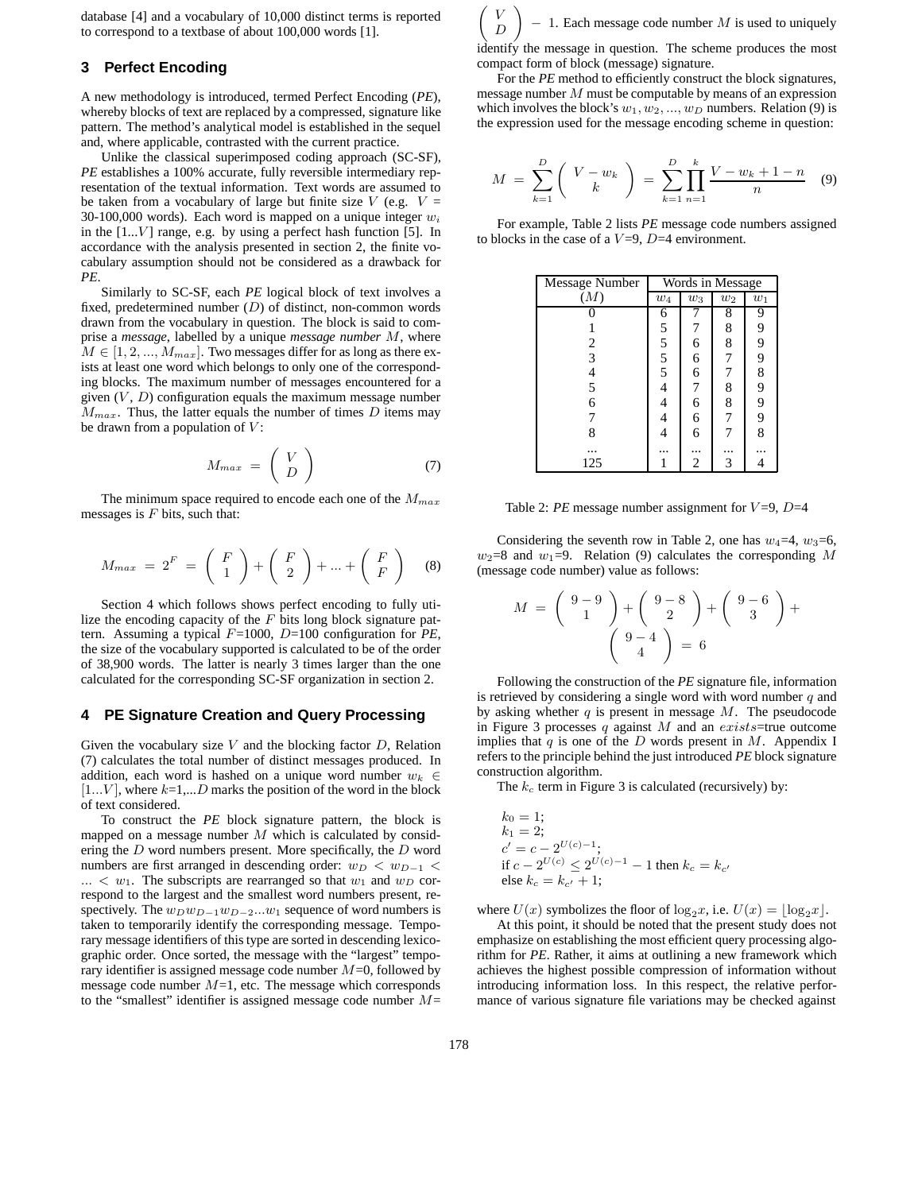database [4] and a vocabulary of 10,000 distinct terms is reported to correspond to a textbase of about 100,000 words [1].

## 3 Perfect Encoding

A new methodology is introduced, termed Perfect Encoding (*PE*), whereby blocks of text are replaced by a compressed, signature like pattern. The method's analytical model is established in the sequel and, where applicable, contrasted with the current practice.

Unlike the classical superimposed coding approach (SC-SF), *PE* establishes a 100% accurate, fully reversible intermediary representation of the textual information. Text words are assumed to be taken from a vocabulary of large but finite size $V$ (e.g. $V$ = 30-100,000 words). Each word is mapped on a unique integer $w_i$ in the $[1...V]$ range, e.g. by using a perfect hash function [5]. In accordance with the analysis presented in section 2, the finite vocabulary assumption should not be considered as a drawback for *PE*.

Similarly to SC-SF, each *PE* logical block of text involves a fixed, predetermined number ($D$) of distinct, non-common words drawn from the vocabulary in question. The block is said to comprise a *message*, labelled by a unique *message number* $M$, where $M \in [1, 2, ..., M_{max}]$. Two messages differ for as long as there exists at least one word which belongs to only one of the corresponding blocks. The maximum number of messages encountered for a given ($V$, $D$) configuration equals the maximum message number $M_{max}$. Thus, the latter equals the number of times $D$ items may be drawn from a population of $V$:

$$M_{max} = \binom{V}{D} \tag{7}$$

The minimum space required to encode each one of the $M_{max}$ messages is $F$ bits, such that:

$$M_{max} = 2^F = \binom{F}{1} + \binom{F}{2} + ... + \binom{F}{F} \tag{8}$$

Section 4 which follows shows perfect encoding to fully utilize the encoding capacity of the $F$ bits long block signature pattern. Assuming a typical $F$=1000, $D$=100 configuration for *PE*, the size of the vocabulary supported is calculated to be of the order of 38,900 words. The latter is nearly 3 times larger than the one calculated for the corresponding SC-SF organization in section 2.

## 4 PE Signature Creation and Query Processing

Given the vocabulary size $V$ and the blocking factor $D$, Relation (7) calculates the total number of distinct messages produced. In addition, each word is hashed on a unique word number $w_k \in [1...V]$, where $k$=1,...$D$ marks the position of the word in the block of text considered.

To construct the *PE* block signature pattern, the block is mapped on a message number $M$ which is calculated by considering the $D$ word numbers present. More specifically, the $D$ word numbers are first arranged in descending order: $w_D < w_{D-1} < ... < w_1$. The subscripts are rearranged so that $w_1$ and $w_D$ correspond to the largest and the smallest word numbers present, respectively. The $w_D w_{D-1} w_{D-2} ... w_1$ sequence of word numbers is taken to temporarily identify the corresponding message. Temporary message identifiers of this type are sorted in descending lexicographic order. Once sorted, the message with the "largest" temporary identifier is assigned message code number $M$=0, followed by message code number $M$=1, etc. The message which corresponds to the "smallest" identifier is assigned message code number $M$= $\binom{V}{D} - 1$. Each message code number $M$ is used to uniquely identify the message in question. The scheme produces the most compact form of block (message) signature.

For the *PE* method to efficiently construct the block signatures, message number $M$ must be computable by means of an expression which involves the block's $w_1, w_2, ..., w_D$ numbers. Relation (9) is the expression used for the message encoding scheme in question:

$$M = \sum_{k=1}^{D} \binom{V - w_k}{k} = \sum_{k=1}^{D} \prod_{n=1}^{k} \frac{V - w_k + 1 - n}{n} \tag{9}$$

For example, Table 2 lists *PE* message code numbers assigned to blocks in the case of a $V$=9, $D$=4 environment.

| Message Number | Words in Message | | | |
|---|---|---|---|---|
| ($M$) | $w_4$ | $w_3$ | $w_2$ | $w_1$ |
| 0 | 6 | 7 | 8 | 9 |
| 1 | 5 | 7 | 8 | 9 |
| 2 | 5 | 6 | 8 | 9 |
| 3 | 5 | 6 | 7 | 9 |
| 4 | 5 | 6 | 7 | 8 |
| 5 | 4 | 7 | 8 | 9 |
| 6 | 4 | 6 | 8 | 9 |
| 7 | 4 | 6 | 7 | 9 |
| 8 | 4 | 6 | 7 | 8 |
| ... | ... | ... | ... | ... |
| 125 | 1 | 2 | 3 | 4 |

Table 2: *PE* message number assignment for $V$=9, $D$=4

Considering the seventh row in Table 2, one has $w_4$=4, $w_3$=6, $w_2$=8 and $w_1$=9. Relation (9) calculates the corresponding $M$ (message code number) value as follows:

$$M = \binom{9-9}{1} + \binom{9-8}{2} + \binom{9-6}{3} + \binom{9-4}{4} = 6$$

Following the construction of the *PE* signature file, information is retrieved by considering a single word with word number $q$ and by asking whether $q$ is present in message $M$. The pseudocode in Figure 3 processes $q$ against $M$ and an $exists$=true outcome implies that $q$ is one of the $D$ words present in $M$. Appendix I refers to the principle behind the just introduced *PE* block signature construction algorithm.

The $k_c$ term in Figure 3 is calculated (recursively) by:

$k_0 = 1;$
$k_1 = 2;$
$c' = c - 2^{U(c)-1};$
if $c - 2^{U(c)} \leq 2^{U(c)-1} - 1$ then $k_c = k_{c'}$
else $k_c = k_{c'} + 1;$

where $U(x)$ symbolizes the floor of $\log_2 x$, i.e. $U(x) = \lfloor \log_2 x \rfloor$.

At this point, it should be noted that the present study does not emphasize on establishing the most efficient query processing algorithm for *PE*. Rather, it aims at outlining a new framework which achieves the highest possible compression of information without introducing information loss. In this respect, the relative performance of various signature file variations may be checked against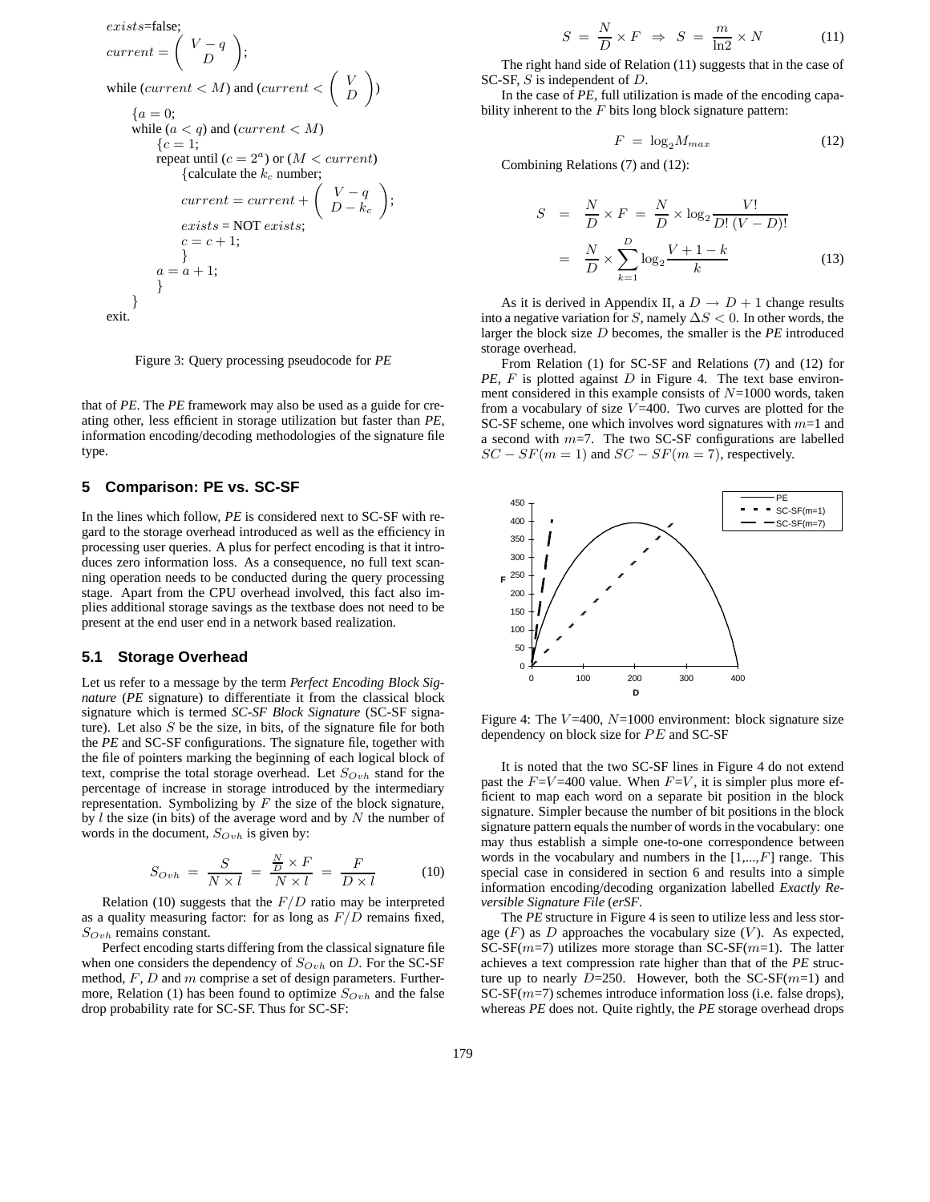```
exists=false;
current = ( V-q over D );
while (current < M) and (current < ( V over D ))
    {a = 0;
    while (a < q) and (current < M)
        {c = 1;
        repeat until (c = 2^a) or (M < current)
            {calculate the k_c number;
            current = current + ( V-q over D-k_c );
            exists = NOT exists;
            c = c + 1;
            }
        a = a + 1;
        }
    }
exit.
```

Figure 3: Query processing pseudocode for *PE*

that of *PE*. The *PE* framework may also be used as a guide for creating other, less efficient in storage utilization but faster than *PE*, information encoding/decoding methodologies of the signature file type.

## 5 Comparison: PE vs. SC-SF

In the lines which follow, *PE* is considered next to SC-SF with regard to the storage overhead introduced as well as the efficiency in processing user queries. A plus for perfect encoding is that it introduces zero information loss. As a consequence, no full text scanning operation needs to be conducted during the query processing stage. Apart from the CPU overhead involved, this fact also implies additional storage savings as the textbase does not need to be present at the end user end in a network based realization.

### 5.1 Storage Overhead

Let us refer to a message by the term *Perfect Encoding Block Signature* (*PE* signature) to differentiate it from the classical block signature which is termed *SC-SF Block Signature* (SC-SF signature). Let also $S$ be the size, in bits, of the signature file for both the *PE* and SC-SF configurations. The signature file, together with the file of pointers marking the beginning of each logical block of text, comprise the total storage overhead. Let $S_{Ovh}$ stand for the percentage of increase in storage introduced by the intermediary representation. Symbolizing by $F$ the size of the block signature, by $l$ the size (in bits) of the average word and by $N$ the number of words in the document, $S_{Ovh}$ is given by:

$$S_{Ovh} \;=\; \frac{S}{N \times l} \;=\; \frac{\frac{N}{D} \times F}{N \times l} \;=\; \frac{F}{D \times l} \qquad (10)$$

Relation (10) suggests that the $F/D$ ratio may be interpreted as a quality measuring factor: for as long as $F/D$ remains fixed, $S_{Ovh}$ remains constant.

Perfect encoding starts differing from the classical signature file when one considers the dependency of $S_{Ovh}$ on $D$. For the SC-SF method, $F$, $D$ and $m$ comprise a set of design parameters. Furthermore, Relation (1) has been found to optimize $S_{Ovh}$ and the false drop probability rate for SC-SF. Thus for SC-SF:

$$S \;=\; \frac{N}{D} \times F \;\Rightarrow\; S \;=\; \frac{m}{\ln 2} \times N \qquad (11)$$

The right hand side of Relation (11) suggests that in the case of SC-SF, $S$ is independent of $D$.

In the case of *PE*, full utilization is made of the encoding capability inherent to the $F$ bits long block signature pattern:

$$F \;=\; \log_2 M_{max} \qquad (12)$$

Combining Relations (7) and (12):

$$S \;=\; \frac{N}{D} \times F \;=\; \frac{N}{D} \times \log_2 \frac{V!}{D!\,(V-D)!} \;=\; \frac{N}{D} \times \sum_{k=1}^{D} \log_2 \frac{V+1-k}{k} \qquad (13)$$

As it is derived in Appendix II, a $D \rightarrow D+1$ change results into a negative variation for $S$, namely $\Delta S < 0$. In other words, the larger the block size $D$ becomes, the smaller is the *PE* introduced storage overhead.

From Relation (1) for SC-SF and Relations (7) and (12) for *PE*, $F$ is plotted against $D$ in Figure 4. The text base environment considered in this example consists of $N$=1000 words, taken from a vocabulary of size $V$=400. Two curves are plotted for the SC-SF scheme, one which involves word signatures with $m$=1 and a second with $m$=7. The two SC-SF configurations are labelled $SC-SF(m=1)$ and $SC-SF(m=7)$, respectively.

Figure 4: The $V$=400, $N$=1000 environment: block signature size dependency on block size for $PE$ and SC-SF

It is noted that the two SC-SF lines in Figure 4 do not extend past the $F$=$V$=400 value. When $F$=$V$, it is simpler plus more efficient to map each word on a separate bit position in the block signature. Simpler because the number of bit positions in the block signature pattern equals the number of words in the vocabulary: one may thus establish a simple one-to-one correspondence between words in the vocabulary and numbers in the [1,...,$F$] range. This special case in considered in section 6 and results into a simple information encoding/decoding organization labelled *Exactly Reversible Signature File* (*erSF*.

The *PE* structure in Figure 4 is seen to utilize less and less storage ($F$) as $D$ approaches the vocabulary size ($V$). As expected, SC-SF($m$=7) utilizes more storage than SC-SF($m$=1). The latter achieves a text compression rate higher than that of the *PE* structure up to nearly $D$=250. However, both the SC-SF($m$=1) and SC-SF($m$=7) schemes introduce information loss (i.e. false drops), whereas *PE* does not. Quite rightly, the *PE* storage overhead drops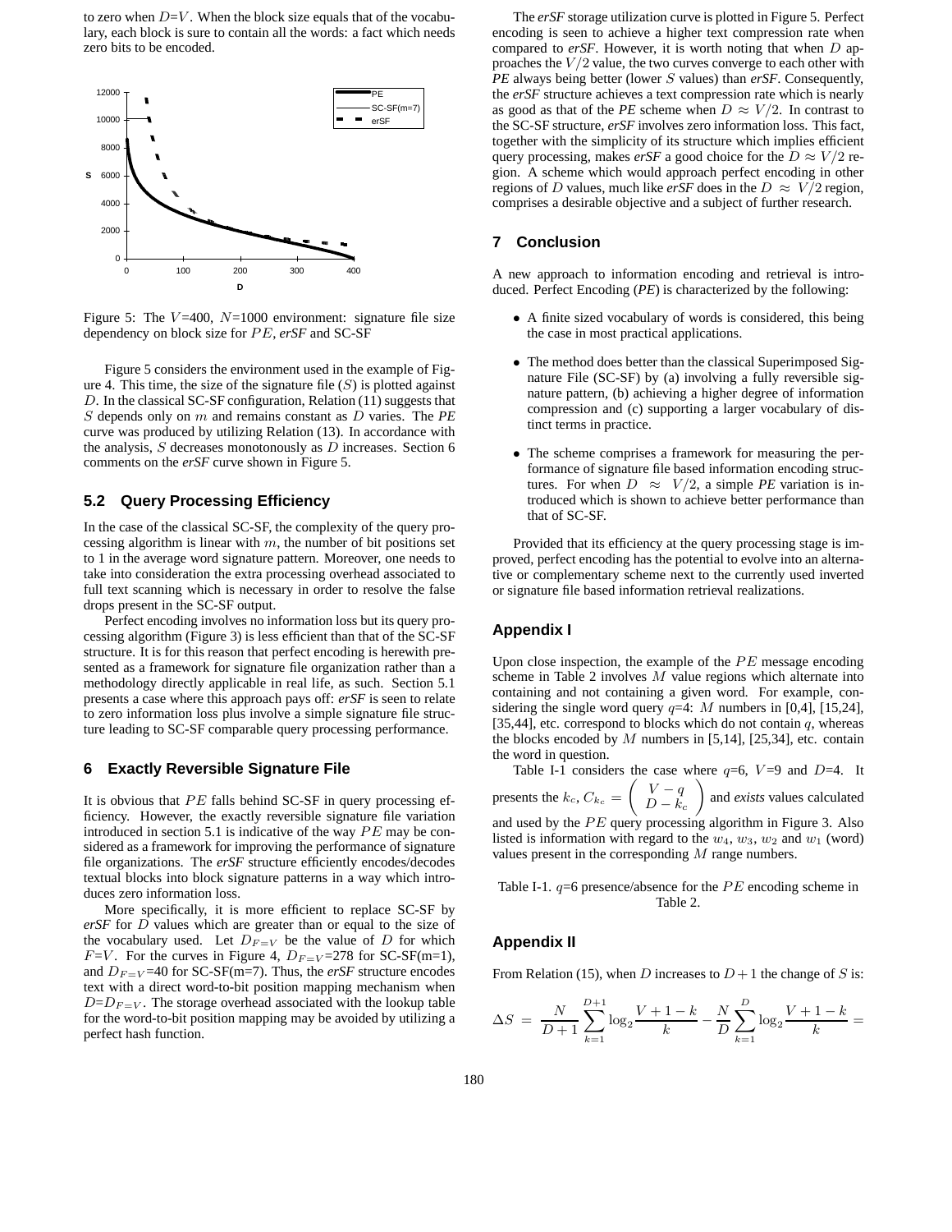to zero when $D$=$V$. When the block size equals that of the vocabulary, each block is sure to contain all the words: a fact which needs zero bits to be encoded.

Figure 5: The $V$=400, $N$=1000 environment: signature file size dependency on block size for $PE$, *erSF* and SC-SF

Figure 5 considers the environment used in the example of Figure 4. This time, the size of the signature file ($S$) is plotted against $D$. In the classical SC-SF configuration, Relation (11) suggests that $S$ depends only on $m$ and remains constant as $D$ varies. The *PE* curve was produced by utilizing Relation (13). In accordance with the analysis, $S$ decreases monotonously as $D$ increases. Section 6 comments on the *erSF* curve shown in Figure 5.

### 5.2 Query Processing Efficiency

In the case of the classical SC-SF, the complexity of the query processing algorithm is linear with $m$, the number of bit positions set to 1 in the average word signature pattern. Moreover, one needs to take into consideration the extra processing overhead associated to full text scanning which is necessary in order to resolve the false drops present in the SC-SF output.

Perfect encoding involves no information loss but its query processing algorithm (Figure 3) is less efficient than that of the SC-SF structure. It is for this reason that perfect encoding is herewith presented as a framework for signature file organization rather than a methodology directly applicable in real life, as such. Section 5.1 presents a case where this approach pays off: *erSF* is seen to relate to zero information loss plus involve a simple signature file structure leading to SC-SF comparable query processing performance.

## 6 Exactly Reversible Signature File

It is obvious that $PE$ falls behind SC-SF in query processing efficiency. However, the exactly reversible signature file variation introduced in section 5.1 is indicative of the way $PE$ may be considered as a framework for improving the performance of signature file organizations. The *erSF* structure efficiently encodes/decodes textual blocks into block signature patterns in a way which introduces zero information loss.

More specifically, it is more efficient to replace SC-SF by *erSF* for $D$ values which are greater than or equal to the size of the vocabulary used. Let $D_{F=V}$ be the value of $D$ for which $F$=$V$. For the curves in Figure 4, $D_{F=V}$=278 for SC-SF(m=1), and $D_{F=V}$=40 for SC-SF(m=7). Thus, the *erSF* structure encodes text with a direct word-to-bit position mapping mechanism when $D$=$D_{F=V}$. The storage overhead associated with the lookup table for the word-to-bit position mapping may be avoided by utilizing a perfect hash function.

The *erSF* storage utilization curve is plotted in Figure 5. Perfect encoding is seen to achieve a higher text compression rate when compared to *erSF*. However, it is worth noting that when $D$ approaches the $V/2$ value, the two curves converge to each other with *PE* always being better (lower $S$ values) than *erSF*. Consequently, the *erSF* structure achieves a text compression rate which is nearly as good as that of the *PE* scheme when $D \approx V/2$. In contrast to the SC-SF structure, *erSF* involves zero information loss. This fact, together with the simplicity of its structure which implies efficient query processing, makes *erSF* a good choice for the $D \approx V/2$ region. A scheme which would approach perfect encoding in other regions of $D$ values, much like *erSF* does in the $D \approx V/2$ region, comprises a desirable objective and a subject of further research.

## 7 Conclusion

A new approach to information encoding and retrieval is introduced. Perfect Encoding (*PE*) is characterized by the following:

- A finite sized vocabulary of words is considered, this being the case in most practical applications.
- The method does better than the classical Superimposed Signature File (SC-SF) by (a) involving a fully reversible signature pattern, (b) achieving a higher degree of information compression and (c) supporting a larger vocabulary of distinct terms in practice.
- The scheme comprises a framework for measuring the performance of signature file based information encoding structures. For when $D \approx V/2$, a simple *PE* variation is introduced which is shown to achieve better performance than that of SC-SF.

Provided that its efficiency at the query processing stage is improved, perfect encoding has the potential to evolve into an alternative or complementary scheme next to the currently used inverted or signature file based information retrieval realizations.

## Appendix I

Upon close inspection, the example of the $PE$ message encoding scheme in Table 2 involves $M$ value regions which alternate into containing and not containing a given word. For example, considering the single word query $q$=4: $M$ numbers in [0,4], [15,24], [35,44], etc. correspond to blocks which do not contain $q$, whereas the blocks encoded by $M$ numbers in [5,14], [25,34], etc. contain the word in question.

Table I-1 considers the case where $q$=6, $V$=9 and $D$=4. It presents the $k_c$, $C_{k_c} = \begin{pmatrix} V-q \\ D-k_c \end{pmatrix}$ and *exists* values calculated and used by the $PE$ query processing algorithm in Figure 3. Also listed is information with regard to the $w_4$, $w_3$, $w_2$ and $w_1$ (word) values present in the corresponding $M$ range numbers.

Table I-1. $q$=6 presence/absence for the $PE$ encoding scheme in Table 2.

## Appendix II

From Relation (15), when $D$ increases to $D+1$ the change of $S$ is:

$$\Delta S = \frac{N}{D+1}\sum_{k=1}^{D+1}\log_2\frac{V+1-k}{k} - \frac{N}{D}\sum_{k=1}^{D}\log_2\frac{V+1-k}{k} =$$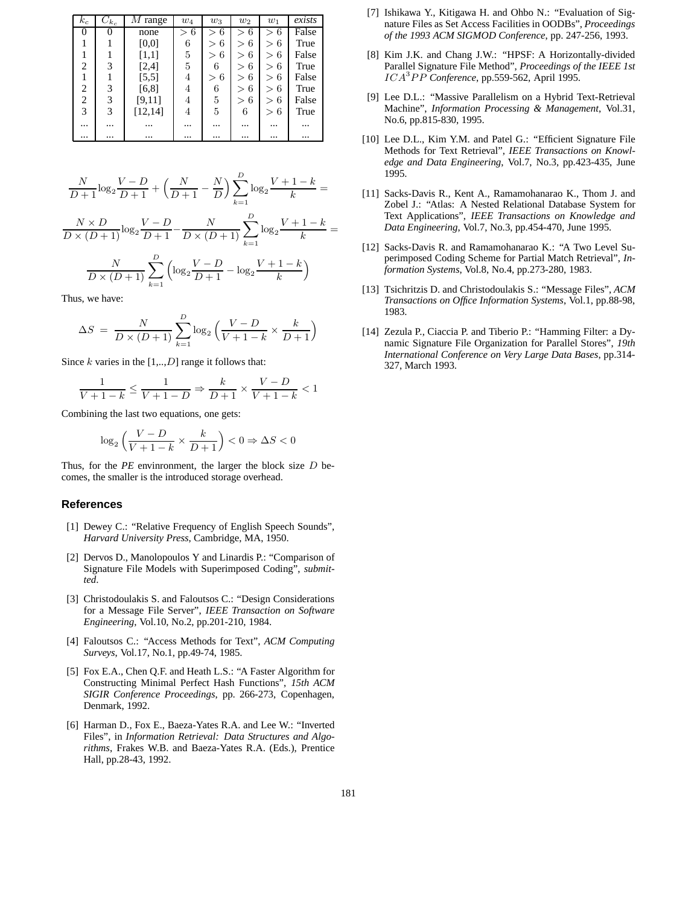| $k_c$ | $C_{k_c}$ | $M$ range | $w_4$ | $w_3$ | $w_2$ | $w_1$ | *exists* |
|---|---|---|---|---|---|---|---|
| 0 | 0 | none | $>6$ | $>6$ | $>6$ | $>6$ | False |
| 1 | 1 | [0,0] | 6 | $>6$ | $>6$ | $>6$ | True |
| 1 | 1 | [1,1] | 5 | $>6$ | $>6$ | $>6$ | False |
| 2 | 3 | [2,4] | 5 | 6 | $>6$ | $>6$ | True |
| 1 | 1 | [5,5] | 4 | $>6$ | $>6$ | $>6$ | False |
| 2 | 3 | [6,8] | 4 | 6 | $>6$ | $>6$ | True |
| 2 | 3 | [9,11] | 4 | 5 | $>6$ | $>6$ | False |
| 3 | 3 | [12,14] | 4 | 5 | 6 | $>6$ | True |
| ... | ... | ... | ... | ... | ... | ... | ... |
| ... | ... | ... | ... | ... | ... | ... | ... |

$$\frac{N}{D+1}\log_2\frac{V-D}{D+1} + \left(\frac{N}{D+1} - \frac{N}{D}\right)\sum_{k=1}^{D}\log_2\frac{V+1-k}{k} =$$

$$\frac{N \times D}{D \times (D+1)}\log_2\frac{V-D}{D+1} - \frac{N}{D \times (D+1)}\sum_{k=1}^{D}\log_2\frac{V+1-k}{k} =$$

$$\frac{N}{D \times (D+1)}\sum_{k=1}^{D}\left(\log_2\frac{V-D}{D+1} - \log_2\frac{V+1-k}{k}\right)$$

Thus, we have:

$$\Delta S \;=\; \frac{N}{D \times (D+1)}\sum_{k=1}^{D}\log_2\left(\frac{V-D}{V+1-k} \times \frac{k}{D+1}\right)$$

Since $k$ varies in the [1,..,$D$] range it follows that:

$$\frac{1}{V+1-k} \leq \frac{1}{V+1-D} \Rightarrow \frac{k}{D+1} \times \frac{V-D}{V+1-k} < 1$$

Combining the last two equations, one gets:

$$\log_2\left(\frac{V-D}{V+1-k} \times \frac{k}{D+1}\right) < 0 \Rightarrow \Delta S < 0$$

Thus, for the *PE* envinronment, the larger the block size $D$ becomes, the smaller is the introduced storage overhead.

## References

[1] Dewey C.: "Relative Frequency of English Speech Sounds", *Harvard University Press*, Cambridge, MA, 1950.

[2] Dervos D., Manolopoulos Y and Linardis P.: "Comparison of Signature File Models with Superimposed Coding", *submitted*.

[3] Christodoulakis S. and Faloutsos C.: "Design Considerations for a Message File Server", *IEEE Transaction on Software Engineering*, Vol.10, No.2, pp.201-210, 1984.

[4] Faloutsos C.: "Access Methods for Text", *ACM Computing Surveys*, Vol.17, No.1, pp.49-74, 1985.

[5] Fox E.A., Chen Q.F. and Heath L.S.: "A Faster Algorithm for Constructing Minimal Perfect Hash Functions", *15th ACM SIGIR Conference Proceedings*, pp. 266-273, Copenhagen, Denmark, 1992.

[6] Harman D., Fox E., Baeza-Yates R.A. and Lee W.: "Inverted Files", in *Information Retrieval: Data Structures and Algorithms*, Frakes W.B. and Baeza-Yates R.A. (Eds.), Prentice Hall, pp.28-43, 1992.

[7] Ishikawa Y., Kitigawa H. and Ohbo N.: "Evaluation of Signature Files as Set Access Facilities in OODBs", *Proceedings of the 1993 ACM SIGMOD Conference*, pp. 247-256, 1993.

[8] Kim J.K. and Chang J.W.: "HPSF: A Horizontally-divided Parallel Signature File Method", *Proceedings of the IEEE 1st $ICA^3PP$ Conference*, pp.559-562, April 1995.

[9] Lee D.L.: "Massive Parallelism on a Hybrid Text-Retrieval Machine", *Information Processing & Management*, Vol.31, No.6, pp.815-830, 1995.

[10] Lee D.L., Kim Y.M. and Patel G.: "Efficient Signature File Methods for Text Retrieval", *IEEE Transactions on Knowledge and Data Engineering*, Vol.7, No.3, pp.423-435, June 1995.

[11] Sacks-Davis R., Kent A., Ramamohanarao K., Thom J. and Zobel J.: "Atlas: A Nested Relational Database System for Text Applications", *IEEE Transactions on Knowledge and Data Engineering*, Vol.7, No.3, pp.454-470, June 1995.

[12] Sacks-Davis R. and Ramamohanarao K.: "A Two Level Superimposed Coding Scheme for Partial Match Retrieval", *Information Systems*, Vol.8, No.4, pp.273-280, 1983.

[13] Tsichritzis D. and Christodoulakis S.: "Message Files", *ACM Transactions on Office Information Systems*, Vol.1, pp.88-98, 1983.

[14] Zezula P., Ciaccia P. and Tiberio P.: "Hamming Filter: a Dynamic Signature File Organization for Parallel Stores", *19th International Conference on Very Large Data Bases*, pp.314-327, March 1993.